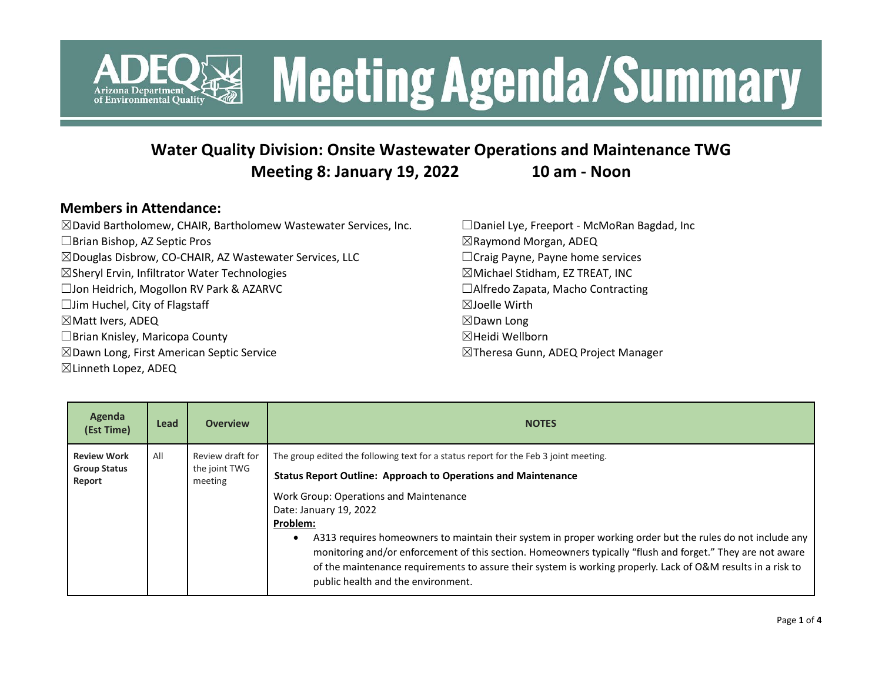# Meeting Agenda/Summary

## Water Quality Division: Onsite Wastewater Operations and Maintenance TWG

## Meeting 8: January 19, 2022 10 am - Noon

### Members in Attendance:

☒David Bartholomew, CHAIR, Bartholomew Wastewater Services, Inc.
☐Brian Bishop, AZ Septic Pros
☒Douglas Disbrow, CO-CHAIR, AZ Wastewater Services, LLC
☒Sheryl Ervin, Infiltrator Water Technologies
☐Jon Heidrich, Mogollon RV Park & AZARVC
☐Jim Huchel, City of Flagstaff
☒Matt Ivers, ADEQ
☐Brian Knisley, Maricopa County
☒Dawn Long, First American Septic Service
☒Linneth Lopez, ADEQ
☐Daniel Lye, Freeport - McMoRan Bagdad, Inc
☒Raymond Morgan, ADEQ
☐Craig Payne, Payne home services
☒Michael Stidham, EZ TREAT, INC
☐Alfredo Zapata, Macho Contracting
☒Joelle Wirth
☒Dawn Long
☒Heidi Wellborn
☒Theresa Gunn, ADEQ Project Manager

| Agenda (Est Time) | Lead | Overview | NOTES |
|---|---|---|---|
| **Review Work Group Status Report** | All | Review draft for the joint TWG meeting | The group edited the following text for a status report for the Feb 3 joint meeting.<br>**Status Report Outline: Approach to Operations and Maintenance**<br>Work Group: Operations and Maintenance<br>Date: January 19, 2022<br>**Problem:**<br>• A313 requires homeowners to maintain their system in proper working order but the rules do not include any monitoring and/or enforcement of this section. Homeowners typically “flush and forget.” They are not aware of the maintenance requirements to assure their system is working properly. Lack of O&M results in a risk to public health and the environment. |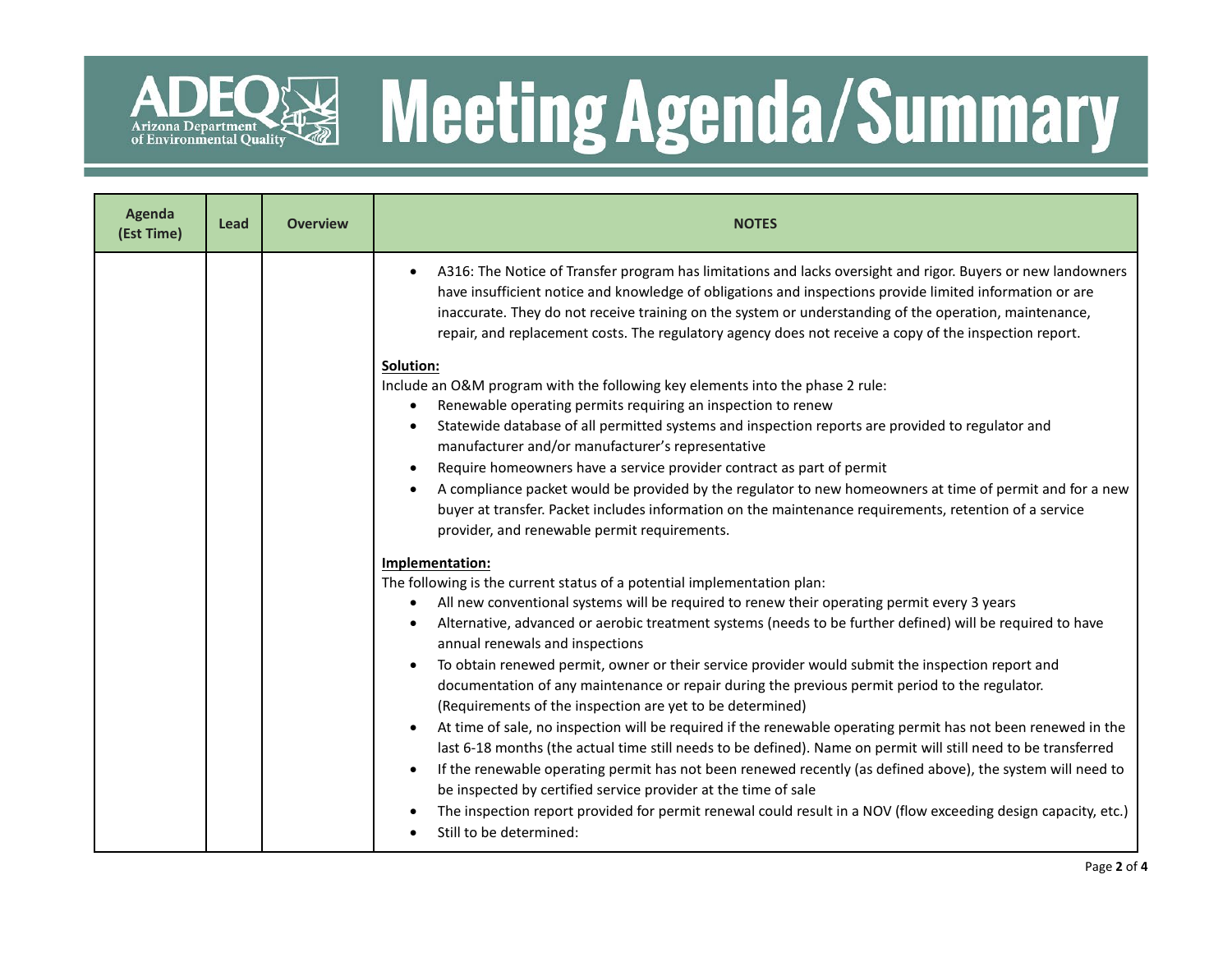# Meeting Agenda/Summary

| Agenda (Est Time) | Lead | Overview | NOTES |
|---|---|---|---|
| | | | • A316: The Notice of Transfer program has limitations and lacks oversight and rigor. Buyers or new landowners have insufficient notice and knowledge of obligations and inspections provide limited information or are inaccurate. They do not receive training on the system or understanding of the operation, maintenance, repair, and replacement costs. The regulatory agency does not receive a copy of the inspection report.<br><br>**Solution:**<br>Include an O&M program with the following key elements into the phase 2 rule:<br>• Renewable operating permits requiring an inspection to renew<br>• Statewide database of all permitted systems and inspection reports are provided to regulator and manufacturer and/or manufacturer's representative<br>• Require homeowners have a service provider contract as part of permit<br>• A compliance packet would be provided by the regulator to new homeowners at time of permit and for a new buyer at transfer. Packet includes information on the maintenance requirements, retention of a service provider, and renewable permit requirements.<br><br>**Implementation:**<br>The following is the current status of a potential implementation plan:<br>• All new conventional systems will be required to renew their operating permit every 3 years<br>• Alternative, advanced or aerobic treatment systems (needs to be further defined) will be required to have annual renewals and inspections<br>• To obtain renewed permit, owner or their service provider would submit the inspection report and documentation of any maintenance or repair during the previous permit period to the regulator. (Requirements of the inspection are yet to be determined)<br>• At time of sale, no inspection will be required if the renewable operating permit has not been renewed in the last 6-18 months (the actual time still needs to be defined). Name on permit will still need to be transferred<br>• If the renewable operating permit has not been renewed recently (as defined above), the system will need to be inspected by certified service provider at the time of sale<br>• The inspection report provided for permit renewal could result in a NOV (flow exceeding design capacity, etc.)<br>• Still to be determined: |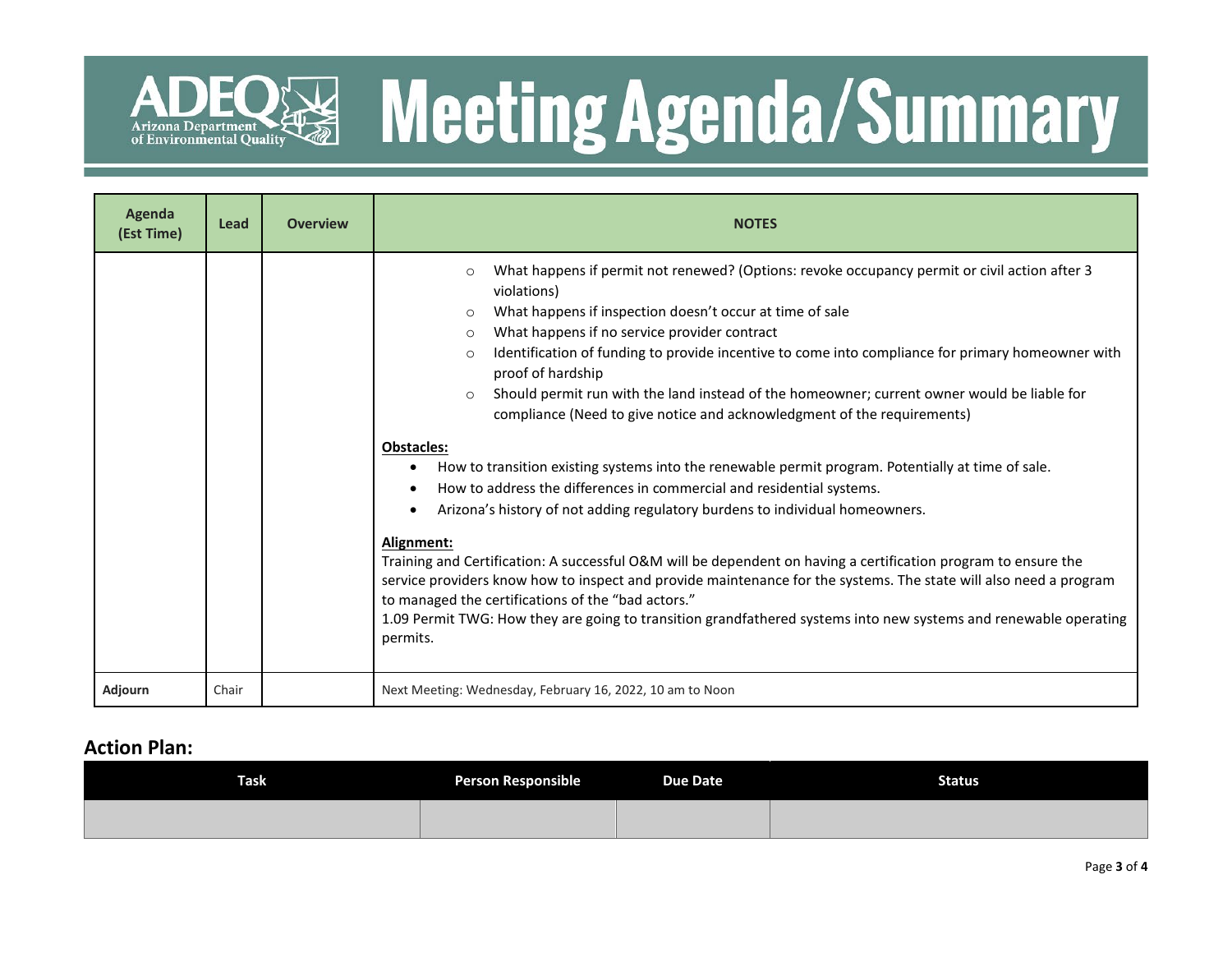# Meeting Agenda/Summary

| Agenda (Est Time) | Lead | Overview | NOTES |
|---|---|---|---|
| | | | ◦ What happens if permit not renewed? (Options: revoke occupancy permit or civil action after 3 violations)<br>◦ What happens if inspection doesn't occur at time of sale<br>◦ What happens if no service provider contract<br>◦ Identification of funding to provide incentive to come into compliance for primary homeowner with proof of hardship<br>◦ Should permit run with the land instead of the homeowner; current owner would be liable for compliance (Need to give notice and acknowledgment of the requirements)<br><br>**Obstacles:**<br>• How to transition existing systems into the renewable permit program. Potentially at time of sale.<br>• How to address the differences in commercial and residential systems.<br>• Arizona's history of not adding regulatory burdens to individual homeowners.<br><br>**Alignment:**<br>Training and Certification: A successful O&M will be dependent on having a certification program to ensure the service providers know how to inspect and provide maintenance for the systems. The state will also need a program to managed the certifications of the "bad actors."<br>1.09 Permit TWG: How they are going to transition grandfathered systems into new systems and renewable operating permits. |
| **Adjourn** | Chair | | Next Meeting: Wednesday, February 16, 2022, 10 am to Noon |

## Action Plan:

| Task | Person Responsible | Due Date | Status |
|---|---|---|---|
| | | | |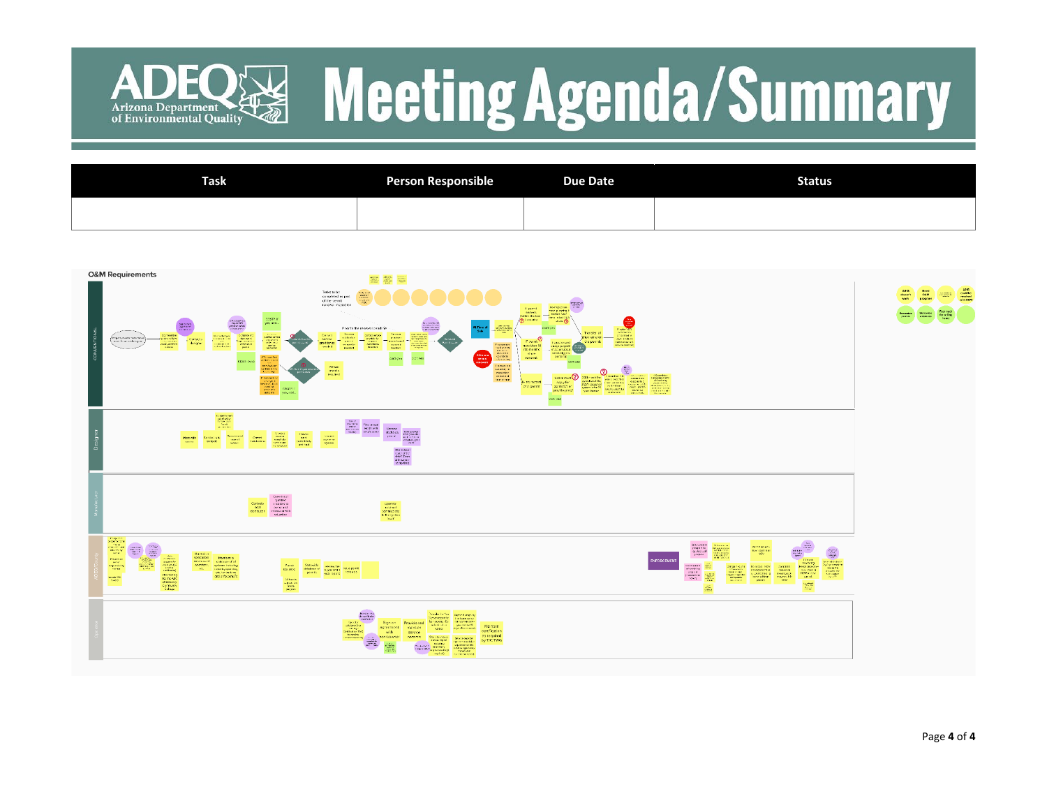# Meeting Agenda/Summary

| Task | Person Responsible | Due Date | Status |
| --- | --- | --- | --- |
| | | | |

O&M Requirements